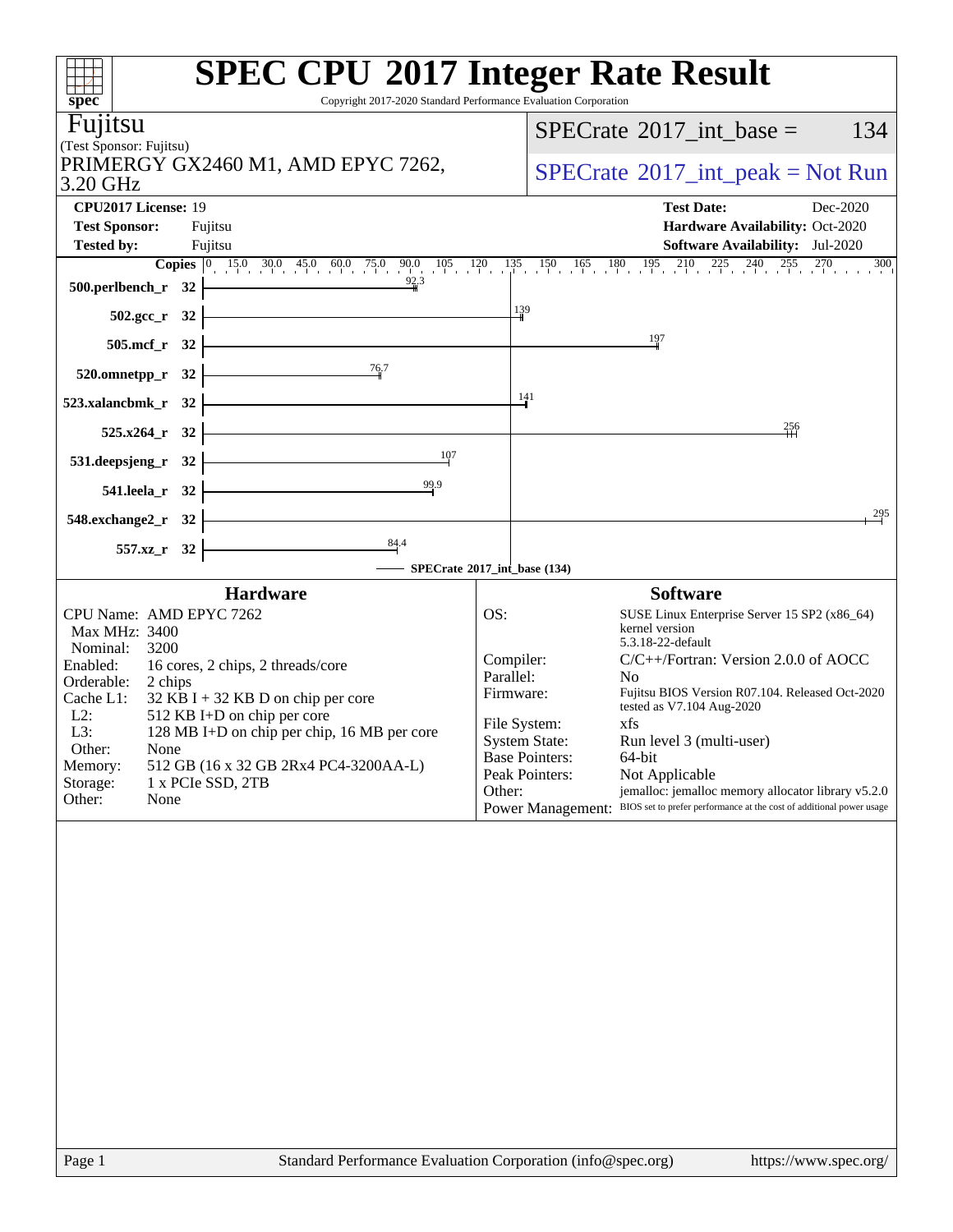# SPEC CPU 2017 Integer Rate Result

Copyright 2017-2020 Standard Performance Evaluation Corporation

**Fujitsu**
(Test Sponsor: Fujitsu)
PRIMERGY GX2460 M1, AMD EPYC 7262, 3.20 GHz

SPECrate 2017_int_base = 134

SPECrate 2017_int_peak = Not Run

| | | | |
|---|---|---|---|
| **CPU2017 License:** | 19 | **Test Date:** | Dec-2020 |
| **Test Sponsor:** | Fujitsu | **Hardware Availability:** | Oct-2020 |
| **Tested by:** | Fujitsu | **Software Availability:** | Jul-2020 |

| Benchmark | Copies | SPECrate 2017_int_base |
|---|---|---|
| 500.perlbench_r | 32 | 92.3 |
| 502.gcc_r | 32 | 139 |
| 505.mcf_r | 32 | 197 |
| 520.omnetpp_r | 32 | 76.7 |
| 523.xalancbmk_r | 32 | 141 |
| 525.x264_r | 32 | 256 |
| 531.deepsjeng_r | 32 | 107 |
| 541.leela_r | 32 | 99.9 |
| 548.exchange2_r | 32 | 295 |
| 557.xz_r | 32 | 84.4 |

SPECrate 2017_int_base (134)

## Hardware

| | |
|---|---|
| CPU Name: | AMD EPYC 7262 |
| Max MHz: | 3400 |
| Nominal: | 3200 |
| Enabled: | 16 cores, 2 chips, 2 threads/core |
| Orderable: | 2 chips |
| Cache L1: | 32 KB I + 32 KB D on chip per core |
| L2: | 512 KB I+D on chip per core |
| L3: | 128 MB I+D on chip per chip, 16 MB per core |
| Other: | None |
| Memory: | 512 GB (16 x 32 GB 2Rx4 PC4-3200AA-L) |
| Storage: | 1 x PCIe SSD, 2TB |
| Other: | None |

## Software

| | |
|---|---|
| OS: | SUSE Linux Enterprise Server 15 SP2 (x86_64) kernel version 5.3.18-22-default |
| Compiler: | C/C++/Fortran: Version 2.0.0 of AOCC |
| Parallel: | No |
| Firmware: | Fujitsu BIOS Version R07.104. Released Oct-2020 tested as V7.104 Aug-2020 |
| File System: | xfs |
| System State: | Run level 3 (multi-user) |
| Base Pointers: | 64-bit |
| Peak Pointers: | Not Applicable |
| Other: | jemalloc: jemalloc memory allocator library v5.2.0 |
| Power Management: | BIOS set to prefer performance at the cost of additional power usage |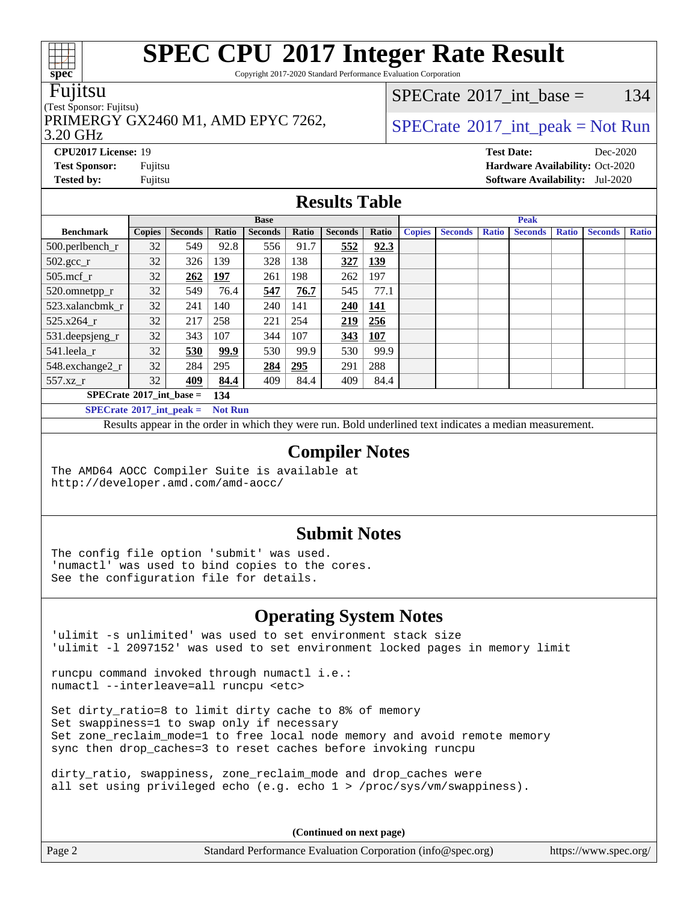# SPEC CPU 2017 Integer Rate Result

Copyright 2017-2020 Standard Performance Evaluation Corporation

**Fujitsu**
(Test Sponsor: Fujitsu)
PRIMERGY GX2460 M1, AMD EPYC 7262, 3.20 GHz

SPECrate 2017_int_base = 134

SPECrate 2017_int_peak = Not Run

**CPU2017 License:** 19
**Test Sponsor:** Fujitsu
**Tested by:** Fujitsu
**Test Date:** Dec-2020
**Hardware Availability:** Oct-2020
**Software Availability:** Jul-2020

## Results Table

| Benchmark | Base | | | | | | | Peak | | | | | | |
|---|---|---|---|---|---|---|---|---|---|---|---|---|---|---|
| | Copies | Seconds | Ratio | Seconds | Ratio | Seconds | Ratio | Copies | Seconds | Ratio | Seconds | Ratio | Seconds | Ratio |
| 500.perlbench_r | 32 | 549 | 92.8 | 556 | 91.7 | **552** | **92.3** | | | | | | | |
| 502.gcc_r | 32 | 326 | 139 | 328 | 138 | **327** | **139** | | | | | | | |
| 505.mcf_r | 32 | **262** | **197** | 261 | 198 | 262 | 197 | | | | | | | |
| 520.omnetpp_r | 32 | 549 | 76.4 | **547** | **76.7** | 545 | 77.1 | | | | | | | |
| 523.xalancbmk_r | 32 | 241 | 140 | 240 | 141 | **240** | **141** | | | | | | | |
| 525.x264_r | 32 | 217 | 258 | 221 | 254 | **219** | **256** | | | | | | | |
| 531.deepsjeng_r | 32 | 343 | 107 | 344 | 107 | **343** | **107** | | | | | | | |
| 541.leela_r | 32 | **530** | **99.9** | 530 | 99.9 | 530 | 99.9 | | | | | | | |
| 548.exchange2_r | 32 | 284 | 295 | **284** | **295** | 291 | 288 | | | | | | | |
| 557.xz_r | 32 | **409** | **84.4** | 409 | 84.4 | 409 | 84.4 | | | | | | | |

**SPECrate 2017_int_base = 134**

**SPECrate 2017_int_peak = Not Run**

Results appear in the order in which they were run. Bold underlined text indicates a median measurement.

## Compiler Notes

```
The AMD64 AOCC Compiler Suite is available at
http://developer.amd.com/amd-aocc/
```

## Submit Notes

```
The config file option 'submit' was used.
'numactl' was used to bind copies to the cores.
See the configuration file for details.
```

## Operating System Notes

```
'ulimit -s unlimited' was used to set environment stack size
'ulimit -l 2097152' was used to set environment locked pages in memory limit

runcpu command invoked through numactl i.e.:
numactl --interleave=all runcpu <etc>

Set dirty_ratio=8 to limit dirty cache to 8% of memory
Set swappiness=1 to swap only if necessary
Set zone_reclaim_mode=1 to free local node memory and avoid remote memory
sync then drop_caches=3 to reset caches before invoking runcpu

dirty_ratio, swappiness, zone_reclaim_mode and drop_caches were
all set using privileged echo (e.g. echo 1 > /proc/sys/vm/swappiness).
```

**(Continued on next page)**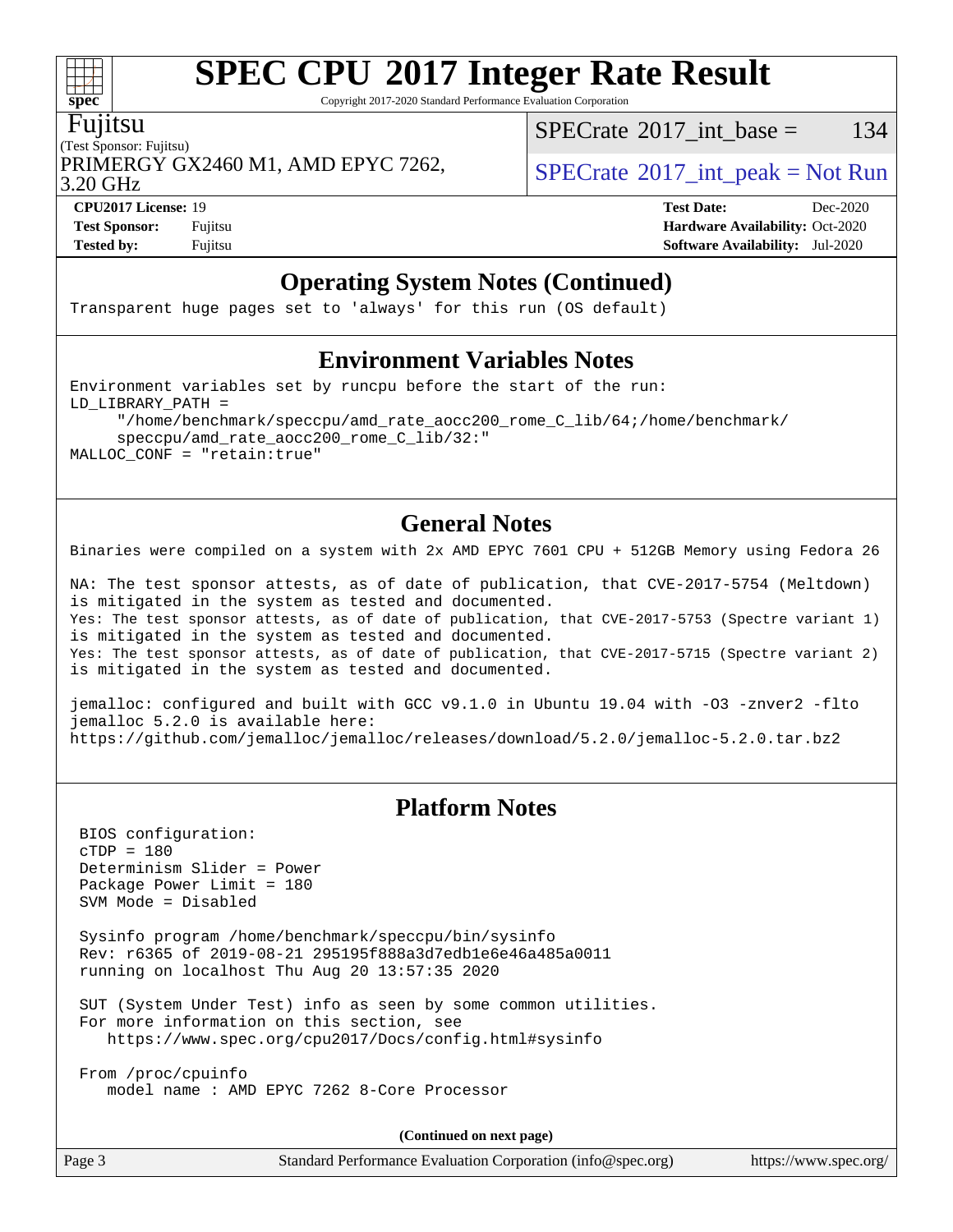# SPEC CPU 2017 Integer Rate Result

Copyright 2017-2020 Standard Performance Evaluation Corporation

**Fujitsu**
(Test Sponsor: Fujitsu)
PRIMERGY GX2460 M1, AMD EPYC 7262, 3.20 GHz

SPECrate 2017_int_base = 134

SPECrate 2017_int_peak = Not Run

| | | | |
|---|---|---|---|
| **CPU2017 License:** | 19 | **Test Date:** | Dec-2020 |
| **Test Sponsor:** | Fujitsu | **Hardware Availability:** | Oct-2020 |
| **Tested by:** | Fujitsu | **Software Availability:** | Jul-2020 |

## Operating System Notes (Continued)

```
Transparent huge pages set to 'always' for this run (OS default)
```

## Environment Variables Notes

```
Environment variables set by runcpu before the start of the run:
LD_LIBRARY_PATH =
     "/home/benchmark/speccpu/amd_rate_aocc200_rome_C_lib/64;/home/benchmark/
     speccpu/amd_rate_aocc200_rome_C_lib/32:"
MALLOC_CONF = "retain:true"
```

## General Notes

```
Binaries were compiled on a system with 2x AMD EPYC 7601 CPU + 512GB Memory using Fedora 26

NA: The test sponsor attests, as of date of publication, that CVE-2017-5754 (Meltdown)
is mitigated in the system as tested and documented.
Yes: The test sponsor attests, as of date of publication, that CVE-2017-5753 (Spectre variant 1)
is mitigated in the system as tested and documented.
Yes: The test sponsor attests, as of date of publication, that CVE-2017-5715 (Spectre variant 2)
is mitigated in the system as tested and documented.

jemalloc: configured and built with GCC v9.1.0 in Ubuntu 19.04 with -O3 -znver2 -flto
jemalloc 5.2.0 is available here:
https://github.com/jemalloc/jemalloc/releases/download/5.2.0/jemalloc-5.2.0.tar.bz2
```

## Platform Notes

```
 BIOS configuration:
 cTDP = 180
 Determinism Slider = Power
 Package Power Limit = 180
 SVM Mode = Disabled

 Sysinfo program /home/benchmark/speccpu/bin/sysinfo
 Rev: r6365 of 2019-08-21 295195f888a3d7edb1e6e46a485a0011
 running on localhost Thu Aug 20 13:57:35 2020

 SUT (System Under Test) info as seen by some common utilities.
 For more information on this section, see
    https://www.spec.org/cpu2017/Docs/config.html#sysinfo

 From /proc/cpuinfo
    model name : AMD EPYC 7262 8-Core Processor
```

(Continued on next page)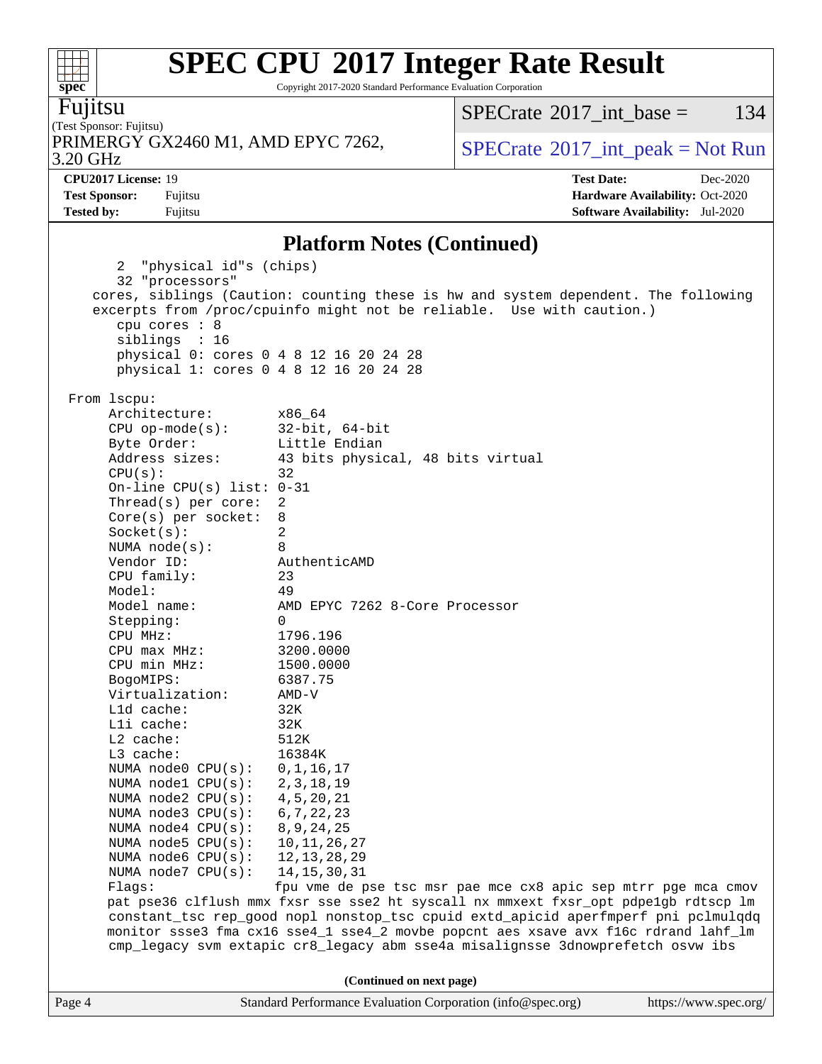## Platform Notes (Continued)

```
      2  "physical id"s (chips)
      32 "processors"
    cores, siblings (Caution: counting these is hw and system dependent. The following
    excerpts from /proc/cpuinfo might not be reliable.  Use with caution.)
      cpu cores : 8
      siblings  : 16
      physical 0: cores 0 4 8 12 16 20 24 28
      physical 1: cores 0 4 8 12 16 20 24 28

 From lscpu:
      Architecture:          x86_64
      CPU op-mode(s):        32-bit, 64-bit
      Byte Order:            Little Endian
      Address sizes:         43 bits physical, 48 bits virtual
      CPU(s):                32
      On-line CPU(s) list: 0-31
      Thread(s) per core:  2
      Core(s) per socket:  8
      Socket(s):             2
      NUMA node(s):          8
      Vendor ID:             AuthenticAMD
      CPU family:            23
      Model:                 49
      Model name:            AMD EPYC 7262 8-Core Processor
      Stepping:              0
      CPU MHz:               1796.196
      CPU max MHz:           3200.0000
      CPU min MHz:           1500.0000
      BogoMIPS:              6387.75
      Virtualization:        AMD-V
      L1d cache:             32K
      L1i cache:             32K
      L2 cache:              512K
      L3 cache:              16384K
      NUMA node0 CPU(s):   0,1,16,17
      NUMA node1 CPU(s):   2,3,18,19
      NUMA node2 CPU(s):   4,5,20,21
      NUMA node3 CPU(s):   6,7,22,23
      NUMA node4 CPU(s):   8,9,24,25
      NUMA node5 CPU(s):   10,11,26,27
      NUMA node6 CPU(s):   12,13,28,29
      NUMA node7 CPU(s):   14,15,30,31
      Flags:                 fpu vme de pse tsc msr pae mce cx8 apic sep mtrr pge mca cmov
      pat pse36 clflush mmx fxsr sse sse2 ht syscall nx mmxext fxsr_opt pdpe1gb rdtscp lm
      constant_tsc rep_good nopl nonstop_tsc cpuid extd_apicid aperfmperf pni pclmulqdq
      monitor ssse3 fma cx16 sse4_1 sse4_2 movbe popcnt aes xsave avx f16c rdrand lahf_lm
      cmp_legacy svm extapic cr8_legacy abm sse4a misalignsse 3dnowprefetch osvw ibs
```

**(Continued on next page)**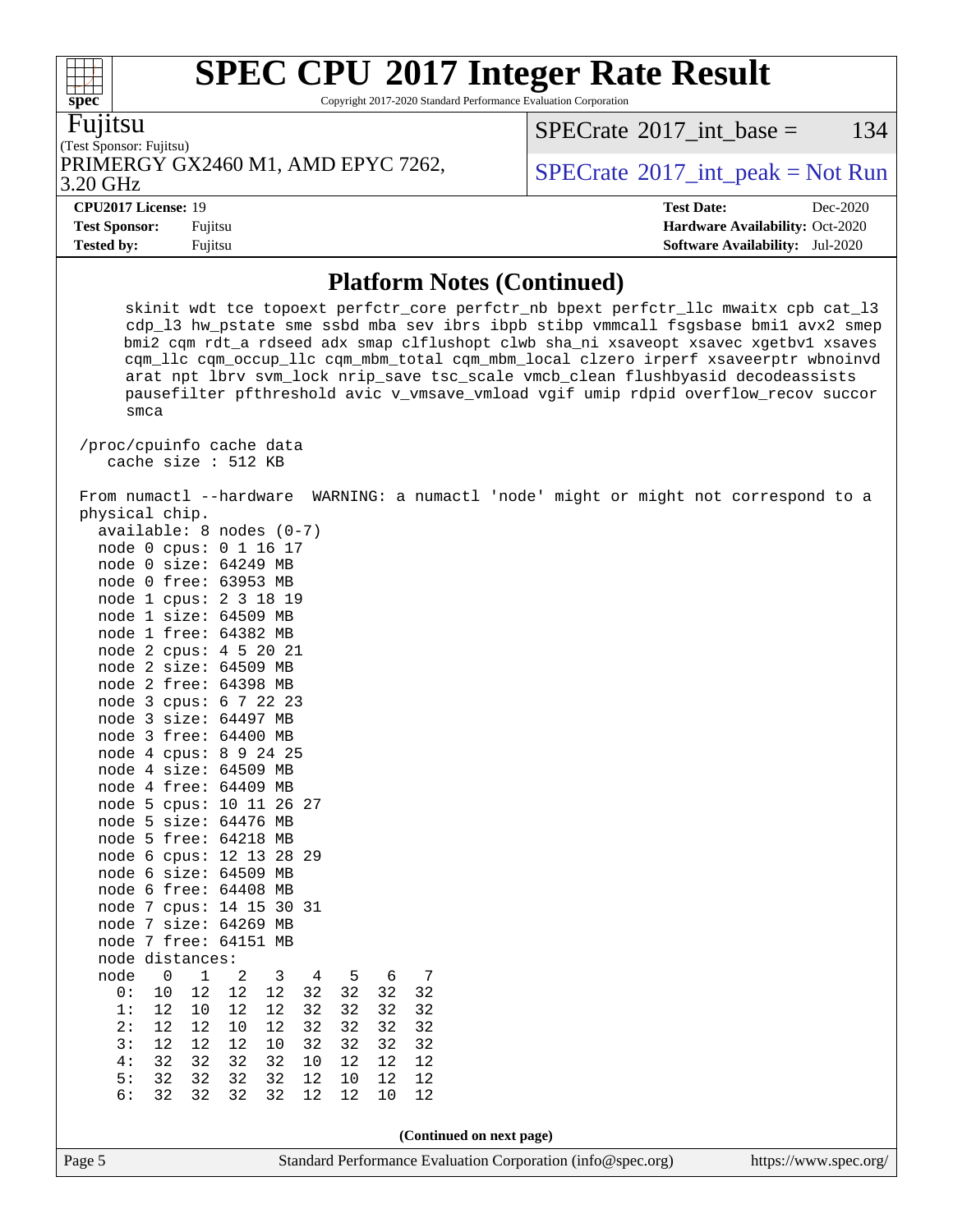# SPEC CPU 2017 Integer Rate Result

Copyright 2017-2020 Standard Performance Evaluation Corporation

**Fujitsu**

(Test Sponsor: Fujitsu)

PRIMERGY GX2460 M1, AMD EPYC 7262, 3.20 GHz

SPECrate 2017_int_base = 134

SPECrate 2017_int_peak = Not Run

| | | | |
|---|---|---|---|
| **CPU2017 License:** | 19 | **Test Date:** | Dec-2020 |
| **Test Sponsor:** | Fujitsu | **Hardware Availability:** | Oct-2020 |
| **Tested by:** | Fujitsu | **Software Availability:** | Jul-2020 |

## Platform Notes (Continued)

```
      skinit wdt tce topoext perfctr_core perfctr_nb bpext perfctr_llc mwaitx cpb cat_l3
      cdp_l3 hw_pstate sme ssbd mba sev ibrs ibpb stibp vmmcall fsgsbase bmi1 avx2 smep
      bmi2 cqm rdt_a rdseed adx smap clflushopt clwb sha_ni xsaveopt xsavec xgetbv1 xsaves
      cqm_llc cqm_occup_llc cqm_mbm_total cqm_mbm_local clzero irperf xsaveerptr wbnoinvd
      arat npt lbrv svm_lock nrip_save tsc_scale vmcb_clean flushbyasid decodeassists
      pausefilter pfthreshold avic v_vmsave_vmload vgif umip rdpid overflow_recov succor
      smca

 /proc/cpuinfo cache data
    cache size : 512 KB

 From numactl --hardware  WARNING: a numactl 'node' might or might not correspond to a
 physical chip.
   available: 8 nodes (0-7)
   node 0 cpus: 0 1 16 17
   node 0 size: 64249 MB
   node 0 free: 63953 MB
   node 1 cpus: 2 3 18 19
   node 1 size: 64509 MB
   node 1 free: 64382 MB
   node 2 cpus: 4 5 20 21
   node 2 size: 64509 MB
   node 2 free: 64398 MB
   node 3 cpus: 6 7 22 23
   node 3 size: 64497 MB
   node 3 free: 64400 MB
   node 4 cpus: 8 9 24 25
   node 4 size: 64509 MB
   node 4 free: 64409 MB
   node 5 cpus: 10 11 26 27
   node 5 size: 64476 MB
   node 5 free: 64218 MB
   node 6 cpus: 12 13 28 29
   node 6 size: 64509 MB
   node 6 free: 64408 MB
   node 7 cpus: 14 15 30 31
   node 7 size: 64269 MB
   node 7 free: 64151 MB
   node distances:
   node   0   1   2   3   4   5   6   7
     0:  10  12  12  12  32  32  32  32
     1:  12  10  12  12  32  32  32  32
     2:  12  12  10  12  32  32  32  32
     3:  12  12  12  10  32  32  32  32
     4:  32  32  32  32  10  12  12  12
     5:  32  32  32  32  12  10  12  12
     6:  32  32  32  32  12  12  10  12
```

(Continued on next page)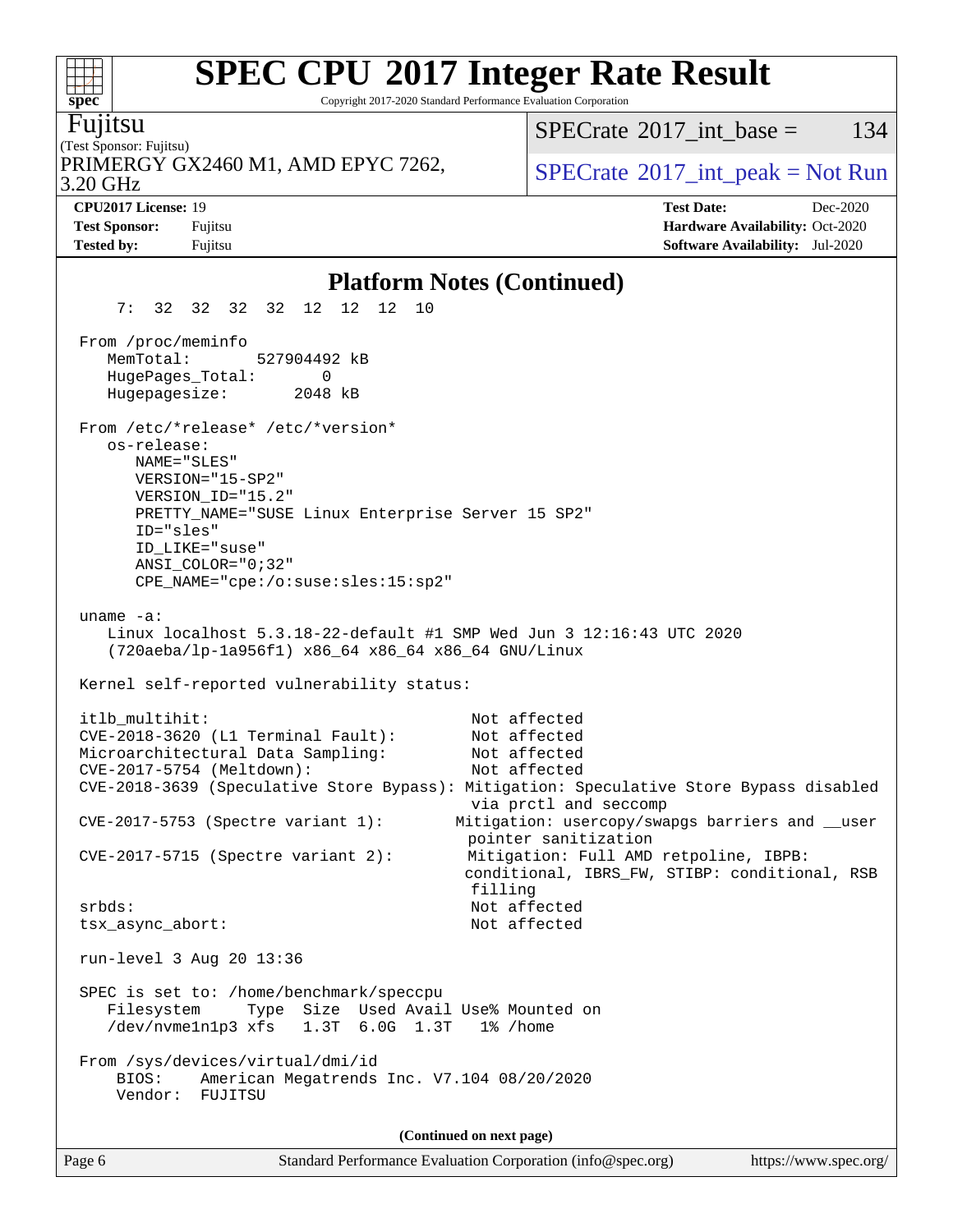## Platform Notes (Continued)

```
     7:  32  32  32  32  12  12  12  10

  From /proc/meminfo
     MemTotal:       527904492 kB
     HugePages_Total:       0
     Hugepagesize:       2048 kB

  From /etc/*release* /etc/*version*
     os-release:
        NAME="SLES"
        VERSION="15-SP2"
        VERSION_ID="15.2"
        PRETTY_NAME="SUSE Linux Enterprise Server 15 SP2"
        ID="sles"
        ID_LIKE="suse"
        ANSI_COLOR="0;32"
        CPE_NAME="cpe:/o:suse:sles:15:sp2"

  uname -a:
     Linux localhost 5.3.18-22-default #1 SMP Wed Jun 3 12:16:43 UTC 2020
     (720aeba/lp-1a956f1) x86_64 x86_64 x86_64 GNU/Linux

  Kernel self-reported vulnerability status:

  itlb_multihit:                             Not affected
  CVE-2018-3620 (L1 Terminal Fault):         Not affected
  Microarchitectural Data Sampling:          Not affected
  CVE-2017-5754 (Meltdown):                  Not affected
  CVE-2018-3639 (Speculative Store Bypass): Mitigation: Speculative Store Bypass disabled
                                             via prctl and seccomp
  CVE-2017-5753 (Spectre variant 1):        Mitigation: usercopy/swapgs barriers and __user
                                             pointer sanitization
  CVE-2017-5715 (Spectre variant 2):         Mitigation: Full AMD retpoline, IBPB:
                                             conditional, IBRS_FW, STIBP: conditional, RSB
                                             filling
  srbds:                                     Not affected
  tsx_async_abort:                           Not affected

  run-level 3 Aug 20 13:36

  SPEC is set to: /home/benchmark/speccpu
     Filesystem     Type  Size  Used Avail Use% Mounted on
     /dev/nvme1n1p3 xfs   1.3T  6.0G  1.3T   1% /home

  From /sys/devices/virtual/dmi/id
      BIOS:    American Megatrends Inc. V7.104 08/20/2020
      Vendor:  FUJITSU
```

(Continued on next page)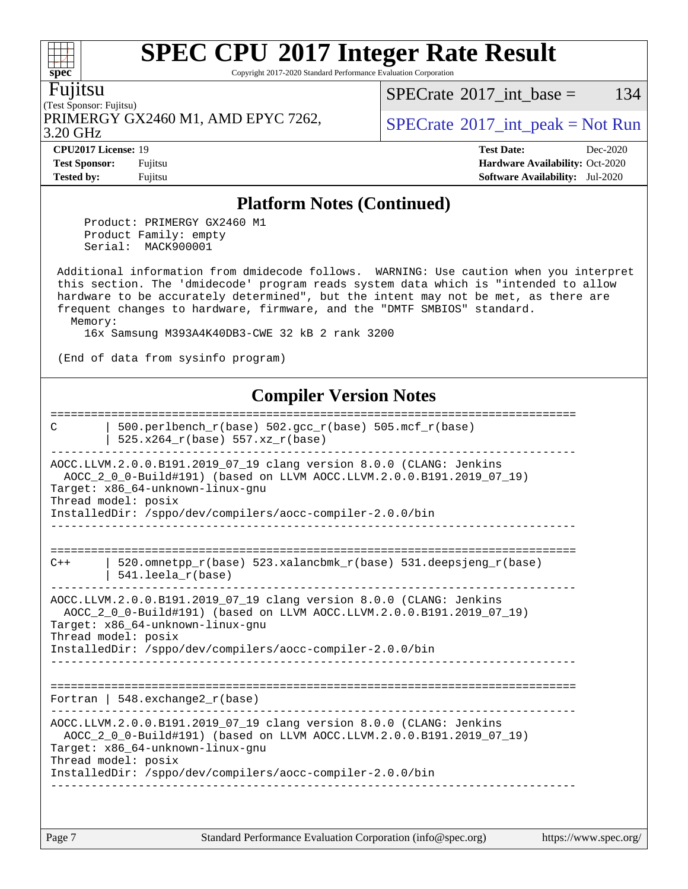## Platform Notes (Continued)

```
    Product: PRIMERGY GX2460 M1
    Product Family: empty
    Serial:  MACK900001

 Additional information from dmidecode follows.  WARNING: Use caution when you interpret
 this section. The 'dmidecode' program reads system data which is "intended to allow
 hardware to be accurately determined", but the intent may not be met, as there are
 frequent changes to hardware, firmware, and the "DMTF SMBIOS" standard.
   Memory:
     16x Samsung M393A4K40DB3-CWE 32 kB 2 rank 3200

 (End of data from sysinfo program)
```

## Compiler Version Notes

```
==============================================================================
C       | 500.perlbench_r(base) 502.gcc_r(base) 505.mcf_r(base)
        | 525.x264_r(base) 557.xz_r(base)
------------------------------------------------------------------------------
AOCC.LLVM.2.0.0.B191.2019_07_19 clang version 8.0.0 (CLANG: Jenkins
  AOCC_2_0_0-Build#191) (based on LLVM AOCC.LLVM.2.0.0.B191.2019_07_19)
Target: x86_64-unknown-linux-gnu
Thread model: posix
InstalledDir: /sppo/dev/compilers/aocc-compiler-2.0.0/bin
------------------------------------------------------------------------------

==============================================================================
C++     | 520.omnetpp_r(base) 523.xalancbmk_r(base) 531.deepsjeng_r(base)
        | 541.leela_r(base)
------------------------------------------------------------------------------
AOCC.LLVM.2.0.0.B191.2019_07_19 clang version 8.0.0 (CLANG: Jenkins
  AOCC_2_0_0-Build#191) (based on LLVM AOCC.LLVM.2.0.0.B191.2019_07_19)
Target: x86_64-unknown-linux-gnu
Thread model: posix
InstalledDir: /sppo/dev/compilers/aocc-compiler-2.0.0/bin
------------------------------------------------------------------------------

==============================================================================
Fortran | 548.exchange2_r(base)
------------------------------------------------------------------------------
AOCC.LLVM.2.0.0.B191.2019_07_19 clang version 8.0.0 (CLANG: Jenkins
  AOCC_2_0_0-Build#191) (based on LLVM AOCC.LLVM.2.0.0.B191.2019_07_19)
Target: x86_64-unknown-linux-gnu
Thread model: posix
InstalledDir: /sppo/dev/compilers/aocc-compiler-2.0.0/bin
------------------------------------------------------------------------------
```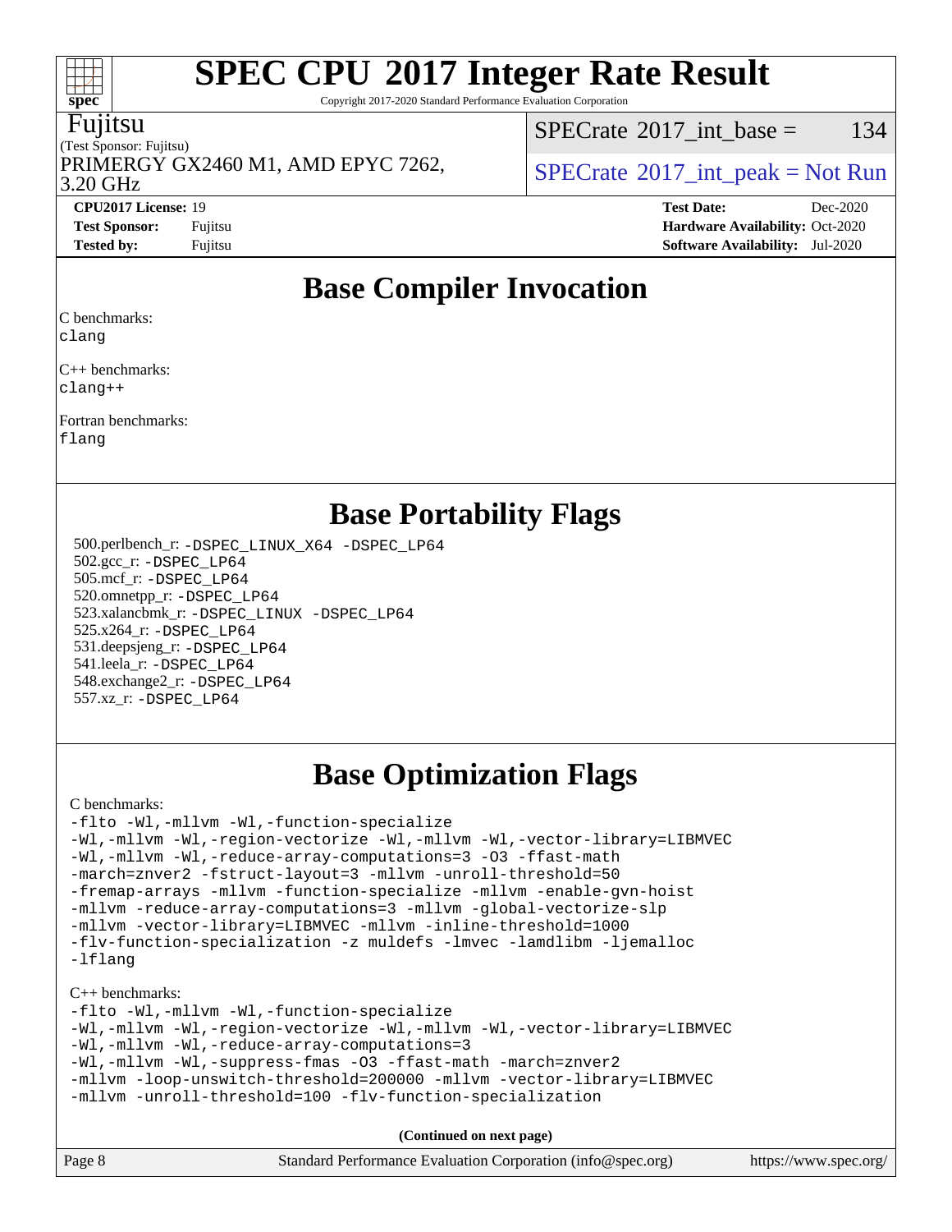# SPEC CPU 2017 Integer Rate Result

Copyright 2017-2020 Standard Performance Evaluation Corporation

**Fujitsu**

(Test Sponsor: Fujitsu)

PRIMERGY GX2460 M1, AMD EPYC 7262, 3.20 GHz

SPECrate 2017_int_base = 134

SPECrate 2017_int_peak = Not Run

**CPU2017 License:** 19
**Test Sponsor:** Fujitsu
**Tested by:** Fujitsu

**Test Date:** Dec-2020
**Hardware Availability:** Oct-2020
**Software Availability:** Jul-2020

## Base Compiler Invocation

C benchmarks:
```
clang
```

C++ benchmarks:
```
clang++
```

Fortran benchmarks:
```
flang
```

## Base Portability Flags

500.perlbench_r: -DSPEC_LINUX_X64 -DSPEC_LP64
502.gcc_r: -DSPEC_LP64
505.mcf_r: -DSPEC_LP64
520.omnetpp_r: -DSPEC_LP64
523.xalancbmk_r: -DSPEC_LINUX -DSPEC_LP64
525.x264_r: -DSPEC_LP64
531.deepsjeng_r: -DSPEC_LP64
541.leela_r: -DSPEC_LP64
548.exchange2_r: -DSPEC_LP64
557.xz_r: -DSPEC_LP64

## Base Optimization Flags

C benchmarks:
```
-flto -Wl,-mllvm -Wl,-function-specialize
-Wl,-mllvm -Wl,-region-vectorize -Wl,-mllvm -Wl,-vector-library=LIBMVEC
-Wl,-mllvm -Wl,-reduce-array-computations=3 -O3 -ffast-math
-march=znver2 -fstruct-layout=3 -mllvm -unroll-threshold=50
-fremap-arrays -mllvm -function-specialize -mllvm -enable-gvn-hoist
-mllvm -reduce-array-computations=3 -mllvm -global-vectorize-slp
-mllvm -vector-library=LIBMVEC -mllvm -inline-threshold=1000
-flv-function-specialization -z muldefs -lmvec -lamdlibm -ljemalloc
-lflang
```

C++ benchmarks:
```
-flto -Wl,-mllvm -Wl,-function-specialize
-Wl,-mllvm -Wl,-region-vectorize -Wl,-mllvm -Wl,-vector-library=LIBMVEC
-Wl,-mllvm -Wl,-reduce-array-computations=3
-Wl,-mllvm -Wl,-suppress-fmas -O3 -ffast-math -march=znver2
-mllvm -loop-unswitch-threshold=200000 -mllvm -vector-library=LIBMVEC
-mllvm -unroll-threshold=100 -flv-function-specialization
```

**(Continued on next page)**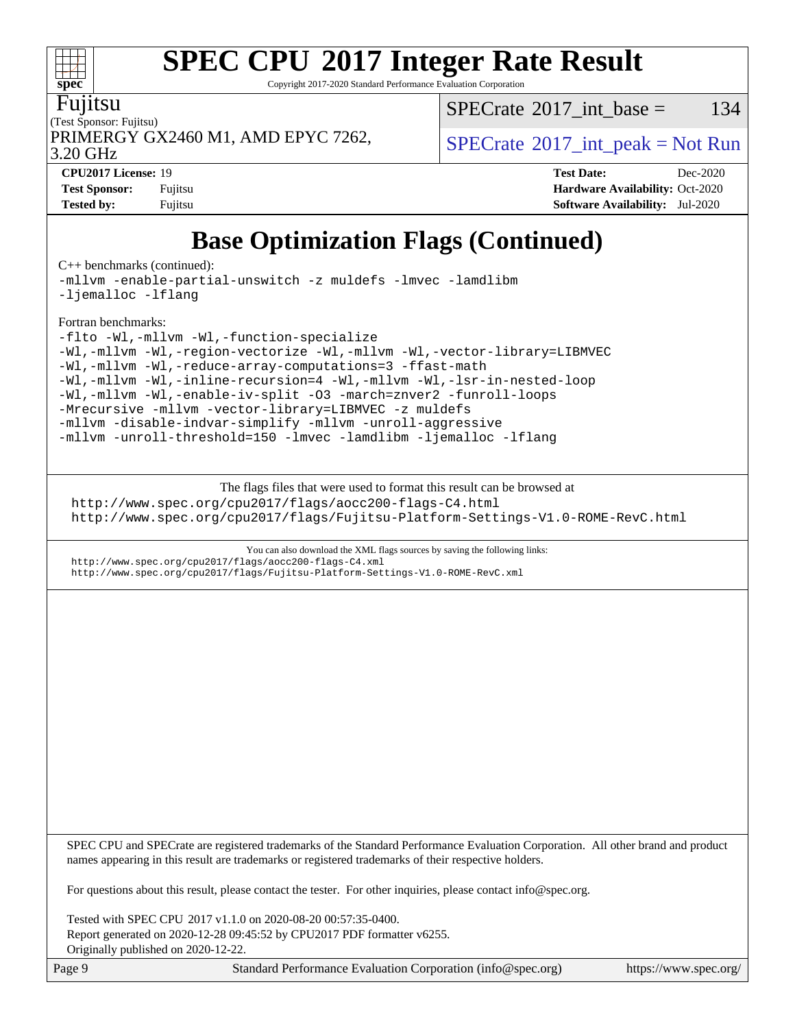# Base Optimization Flags (Continued)

C++ benchmarks (continued):

```
-mllvm -enable-partial-unswitch -z muldefs -lmvec -lamdlibm
-ljemalloc -lflang
```

Fortran benchmarks:

```
-flto -Wl,-mllvm -Wl,-function-specialize
-Wl,-mllvm -Wl,-region-vectorize -Wl,-mllvm -Wl,-vector-library=LIBMVEC
-Wl,-mllvm -Wl,-reduce-array-computations=3 -ffast-math
-Wl,-mllvm -Wl,-inline-recursion=4 -Wl,-mllvm -Wl,-lsr-in-nested-loop
-Wl,-mllvm -Wl,-enable-iv-split -O3 -march=znver2 -funroll-loops
-Mrecursive -mllvm -vector-library=LIBMVEC -z muldefs
-mllvm -disable-indvar-simplify -mllvm -unroll-aggressive
-mllvm -unroll-threshold=150 -lmvec -lamdlibm -ljemalloc -lflang
```

The flags files that were used to format this result can be browsed at

http://www.spec.org/cpu2017/flags/aocc200-flags-C4.html
http://www.spec.org/cpu2017/flags/Fujitsu-Platform-Settings-V1.0-ROME-RevC.html

You can also download the XML flags sources by saving the following links:

http://www.spec.org/cpu2017/flags/aocc200-flags-C4.xml
http://www.spec.org/cpu2017/flags/Fujitsu-Platform-Settings-V1.0-ROME-RevC.xml

SPEC CPU and SPECrate are registered trademarks of the Standard Performance Evaluation Corporation. All other brand and product names appearing in this result are trademarks or registered trademarks of their respective holders.

For questions about this result, please contact the tester. For other inquiries, please contact info@spec.org.

Tested with SPEC CPU 2017 v1.1.0 on 2020-08-20 00:57:35-0400.
Report generated on 2020-12-28 09:45:52 by CPU2017 PDF formatter v6255.
Originally published on 2020-12-22.